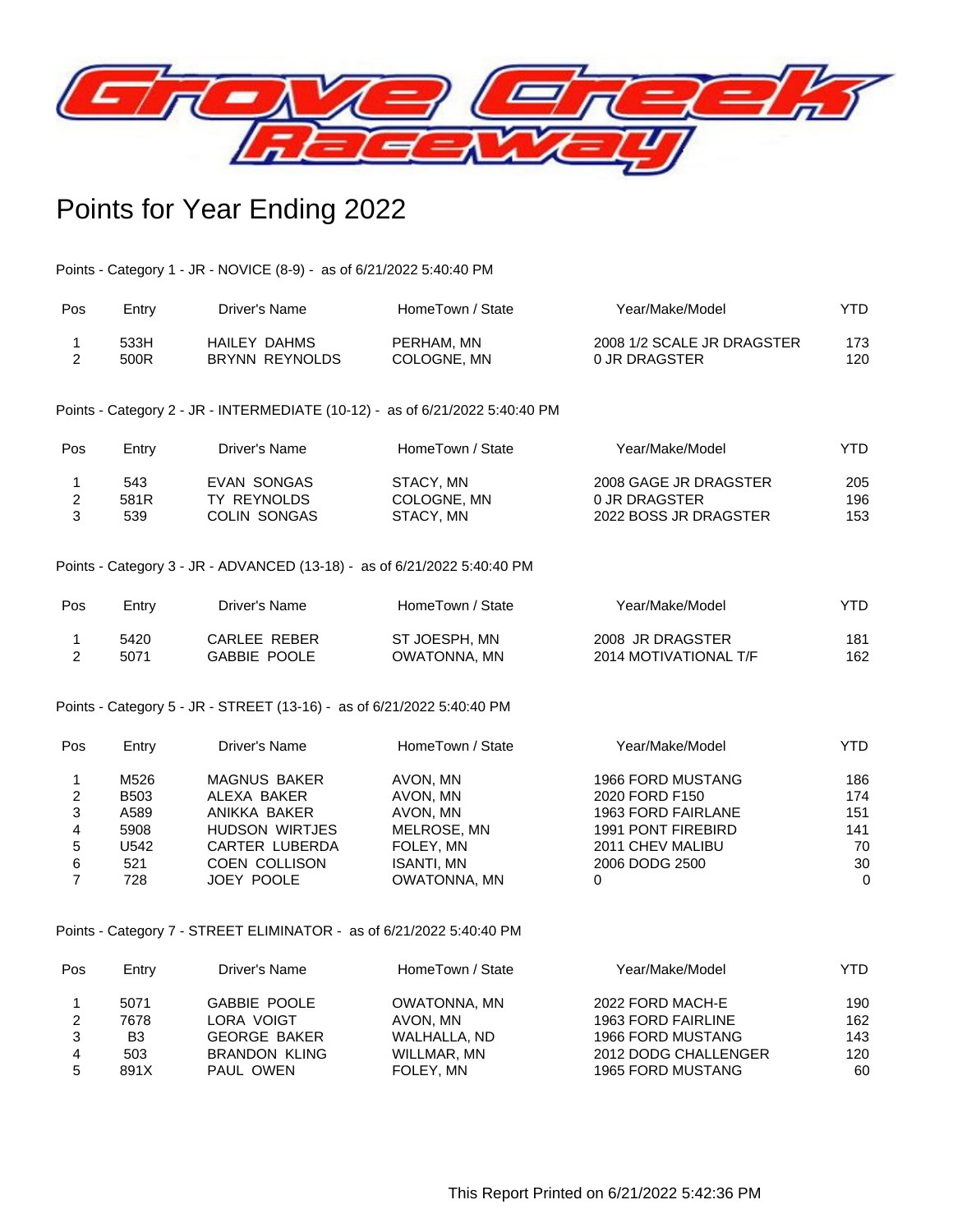Grove Creek Raceway

# Points for Year Ending 2022

Points - Category 1 - JR - NOVICE (8-9) - as of 6/21/2022 5:40:40 PM

| Pos | Entry | Driver's Name | HomeTown / State | Year/Make/Model | YTD |
|---|---|---|---|---|---|
| 1 | 533H | HAILEY DAHMS | PERHAM, MN | 2008 1/2 SCALE JR DRAGSTER | 173 |
| 2 | 500R | BRYNN REYNOLDS | COLOGNE, MN | 0 JR DRAGSTER | 120 |

Points - Category 2 - JR - INTERMEDIATE (10-12) - as of 6/21/2022 5:40:40 PM

| Pos | Entry | Driver's Name | HomeTown / State | Year/Make/Model | YTD |
|---|---|---|---|---|---|
| 1 | 543 | EVAN SONGAS | STACY, MN | 2008 GAGE JR DRAGSTER | 205 |
| 2 | 581R | TY REYNOLDS | COLOGNE, MN | 0 JR DRAGSTER | 196 |
| 3 | 539 | COLIN SONGAS | STACY, MN | 2022 BOSS JR DRAGSTER | 153 |

Points - Category 3 - JR - ADVANCED (13-18) - as of 6/21/2022 5:40:40 PM

| Pos | Entry | Driver's Name | HomeTown / State | Year/Make/Model | YTD |
|---|---|---|---|---|---|
| 1 | 5420 | CARLEE REBER | ST JOESPH, MN | 2008 JR DRAGSTER | 181 |
| 2 | 5071 | GABBIE POOLE | OWATONNA, MN | 2014 MOTIVATIONAL T/F | 162 |

Points - Category 5 - JR - STREET (13-16) - as of 6/21/2022 5:40:40 PM

| Pos | Entry | Driver's Name | HomeTown / State | Year/Make/Model | YTD |
|---|---|---|---|---|---|
| 1 | M526 | MAGNUS BAKER | AVON, MN | 1966 FORD MUSTANG | 186 |
| 2 | B503 | ALEXA BAKER | AVON, MN | 2020 FORD F150 | 174 |
| 3 | A589 | ANIKKA BAKER | AVON, MN | 1963 FORD FAIRLANE | 151 |
| 4 | 5908 | HUDSON WIRTJES | MELROSE, MN | 1991 PONT FIREBIRD | 141 |
| 5 | U542 | CARTER LUBERDA | FOLEY, MN | 2011 CHEV MALIBU | 70 |
| 6 | 521 | COEN COLLISON | ISANTI, MN | 2006 DODG 2500 | 30 |
| 7 | 728 | JOEY POOLE | OWATONNA, MN | 0 | 0 |

Points - Category 7 - STREET ELIMINATOR - as of 6/21/2022 5:40:40 PM

| Pos | Entry | Driver's Name | HomeTown / State | Year/Make/Model | YTD |
|---|---|---|---|---|---|
| 1 | 5071 | GABBIE POOLE | OWATONNA, MN | 2022 FORD MACH-E | 190 |
| 2 | 7678 | LORA VOIGT | AVON, MN | 1963 FORD FAIRLINE | 162 |
| 3 | B3 | GEORGE BAKER | WALHALLA, ND | 1966 FORD MUSTANG | 143 |
| 4 | 503 | BRANDON KLING | WILLMAR, MN | 2012 DODG CHALLENGER | 120 |
| 5 | 891X | PAUL OWEN | FOLEY, MN | 1965 FORD MUSTANG | 60 |

This Report Printed on 6/21/2022 5:42:36 PM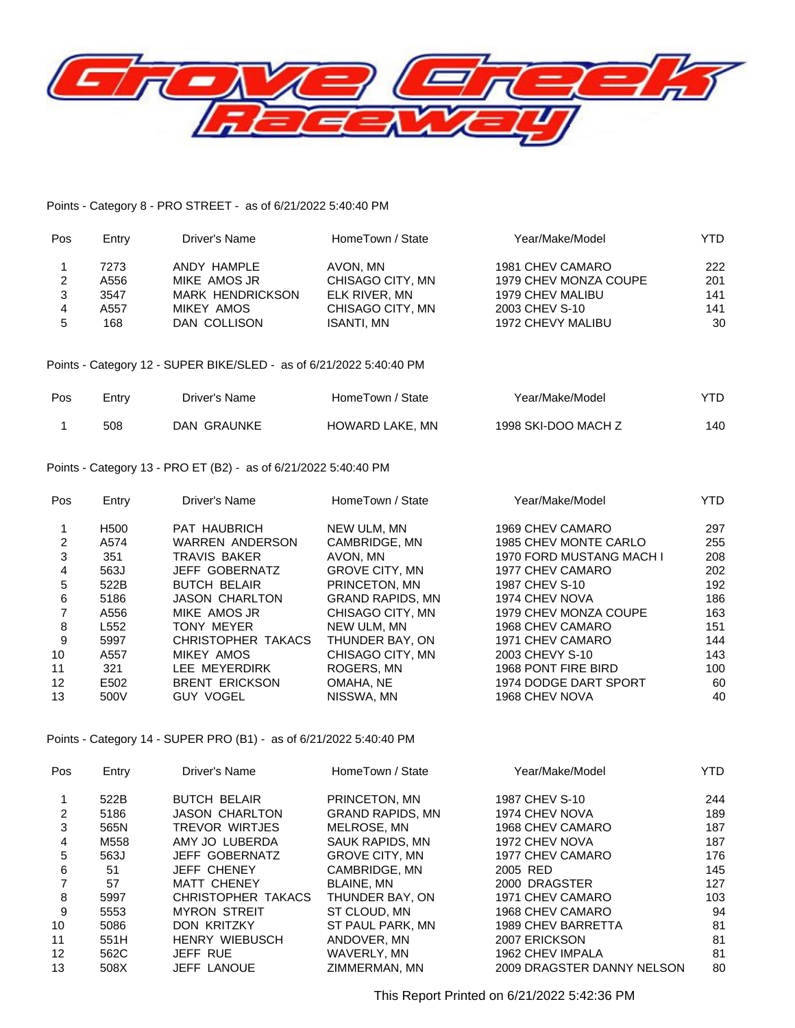# Grove Creek Raceway

Points - Category 8 - PRO STREET - as of 6/21/2022 5:40:40 PM

| Pos | Entry | Driver's Name | HomeTown / State | Year/Make/Model | YTD |
|---|---|---|---|---|---|
| 1 | 7273 | ANDY HAMPLE | AVON, MN | 1981 CHEV CAMARO | 222 |
| 2 | A556 | MIKE AMOS JR | CHISAGO CITY, MN | 1979 CHEV MONZA COUPE | 201 |
| 3 | 3547 | MARK HENDRICKSON | ELK RIVER, MN | 1979 CHEV MALIBU | 141 |
| 4 | A557 | MIKEY AMOS | CHISAGO CITY, MN | 2003 CHEV S-10 | 141 |
| 5 | 168 | DAN COLLISON | ISANTI, MN | 1972 CHEVY MALIBU | 30 |

Points - Category 12 - SUPER BIKE/SLED - as of 6/21/2022 5:40:40 PM

| Pos | Entry | Driver's Name | HomeTown / State | Year/Make/Model | YTD |
|---|---|---|---|---|---|
| 1 | 508 | DAN GRAUNKE | HOWARD LAKE, MN | 1998 SKI-DOO MACH Z | 140 |

Points - Category 13 - PRO ET (B2) - as of 6/21/2022 5:40:40 PM

| Pos | Entry | Driver's Name | HomeTown / State | Year/Make/Model | YTD |
|---|---|---|---|---|---|
| 1 | H500 | PAT HAUBRICH | NEW ULM, MN | 1969 CHEV CAMARO | 297 |
| 2 | A574 | WARREN ANDERSON | CAMBRIDGE, MN | 1985 CHEV MONTE CARLO | 255 |
| 3 | 351 | TRAVIS BAKER | AVON, MN | 1970 FORD MUSTANG MACH I | 208 |
| 4 | 563J | JEFF GOBERNATZ | GROVE CITY, MN | 1977 CHEV CAMARO | 202 |
| 5 | 522B | BUTCH BELAIR | PRINCETON, MN | 1987 CHEV S-10 | 192 |
| 6 | 5186 | JASON CHARLTON | GRAND RAPIDS, MN | 1974 CHEV NOVA | 186 |
| 7 | A556 | MIKE AMOS JR | CHISAGO CITY, MN | 1979 CHEV MONZA COUPE | 163 |
| 8 | L552 | TONY MEYER | NEW ULM, MN | 1968 CHEV CAMARO | 151 |
| 9 | 5997 | CHRISTOPHER TAKACS | THUNDER BAY, ON | 1971 CHEV CAMARO | 144 |
| 10 | A557 | MIKEY AMOS | CHISAGO CITY, MN | 2003 CHEVY S-10 | 143 |
| 11 | 321 | LEE MEYERDIRK | ROGERS, MN | 1968 PONT FIRE BIRD | 100 |
| 12 | E502 | BRENT ERICKSON | OMAHA, NE | 1974 DODGE DART SPORT | 60 |
| 13 | 500V | GUY VOGEL | NISSWA, MN | 1968 CHEV NOVA | 40 |

Points - Category 14 - SUPER PRO (B1) - as of 6/21/2022 5:40:40 PM

| Pos | Entry | Driver's Name | HomeTown / State | Year/Make/Model | YTD |
|---|---|---|---|---|---|
| 1 | 522B | BUTCH BELAIR | PRINCETON, MN | 1987 CHEV S-10 | 244 |
| 2 | 5186 | JASON CHARLTON | GRAND RAPIDS, MN | 1974 CHEV NOVA | 189 |
| 3 | 565N | TREVOR WIRTJES | MELROSE, MN | 1968 CHEV CAMARO | 187 |
| 4 | M558 | AMY JO LUBERDA | SAUK RAPIDS, MN | 1972 CHEV NOVA | 187 |
| 5 | 563J | JEFF GOBERNATZ | GROVE CITY, MN | 1977 CHEV CAMARO | 176 |
| 6 | 51 | JEFF CHENEY | CAMBRIDGE, MN | 2005 RED | 145 |
| 7 | 57 | MATT CHENEY | BLAINE, MN | 2000 DRAGSTER | 127 |
| 8 | 5997 | CHRISTOPHER TAKACS | THUNDER BAY, ON | 1971 CHEV CAMARO | 103 |
| 9 | 5553 | MYRON STREIT | ST CLOUD, MN | 1968 CHEV CAMARO | 94 |
| 10 | 5086 | DON KRITZKY | ST PAUL PARK, MN | 1989 CHEV BARRETTA | 81 |
| 11 | 551H | HENRY WIEBUSCH | ANDOVER, MN | 2007 ERICKSON | 81 |
| 12 | 562C | JEFF RUE | WAVERLY, MN | 1962 CHEV IMPALA | 81 |
| 13 | 508X | JEFF LANOUE | ZIMMERMAN, MN | 2009 DRAGSTER DANNY NELSON | 80 |

This Report Printed on 6/21/2022 5:42:36 PM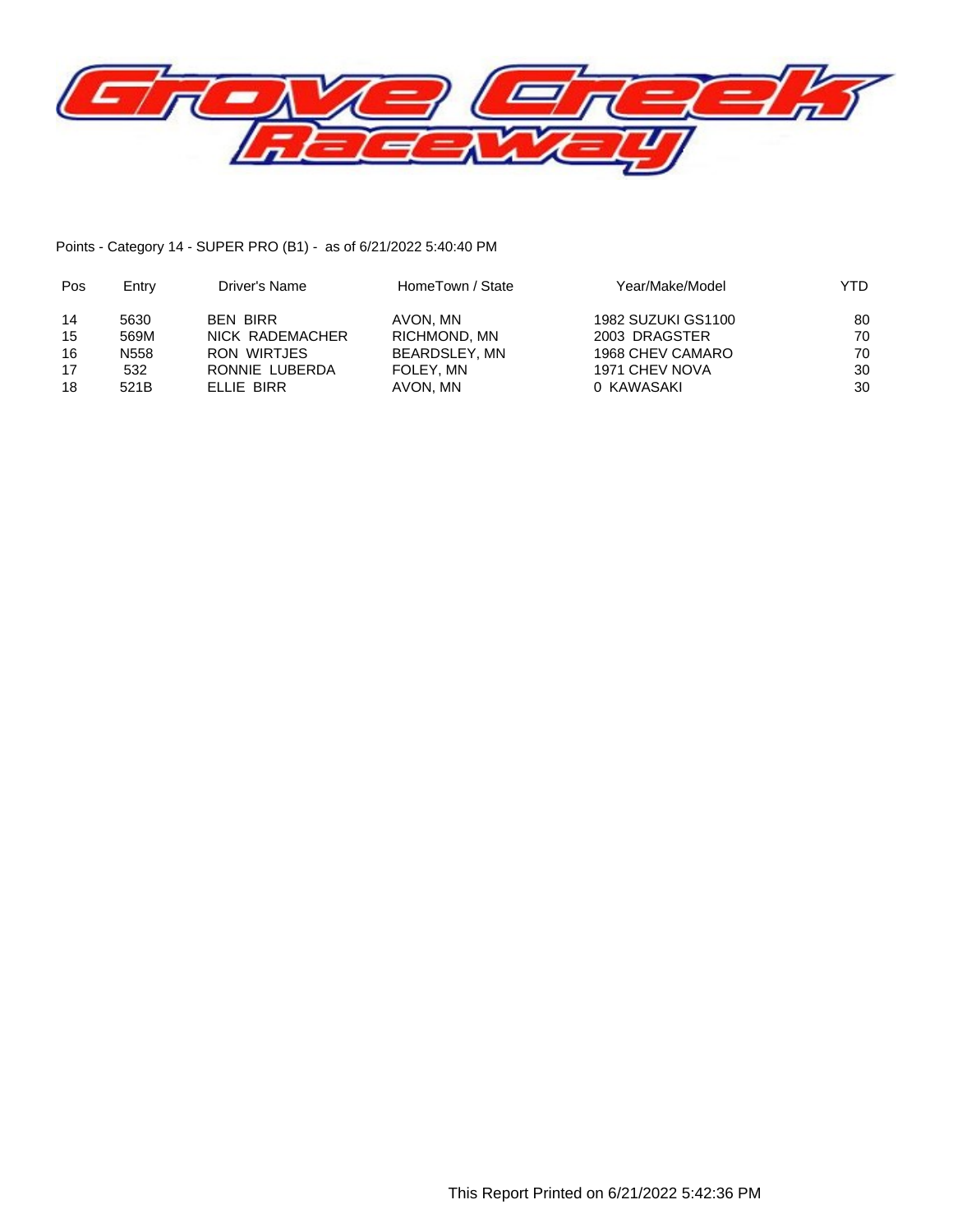Points - Category 14 - SUPER PRO (B1) - as of 6/21/2022 5:40:40 PM

| Pos | Entry | Driver's Name | HomeTown / State | Year/Make/Model | YTD |
|---|---|---|---|---|---|
| 14 | 5630 | BEN BIRR | AVON, MN | 1982 SUZUKI GS1100 | 80 |
| 15 | 569M | NICK RADEMACHER | RICHMOND, MN | 2003 DRAGSTER | 70 |
| 16 | N558 | RON WIRTJES | BEARDSLEY, MN | 1968 CHEV CAMARO | 70 |
| 17 | 532 | RONNIE LUBERDA | FOLEY, MN | 1971 CHEV NOVA | 30 |
| 18 | 521B | ELLIE BIRR | AVON, MN | 0 KAWASAKI | 30 |

This Report Printed on 6/21/2022 5:42:36 PM